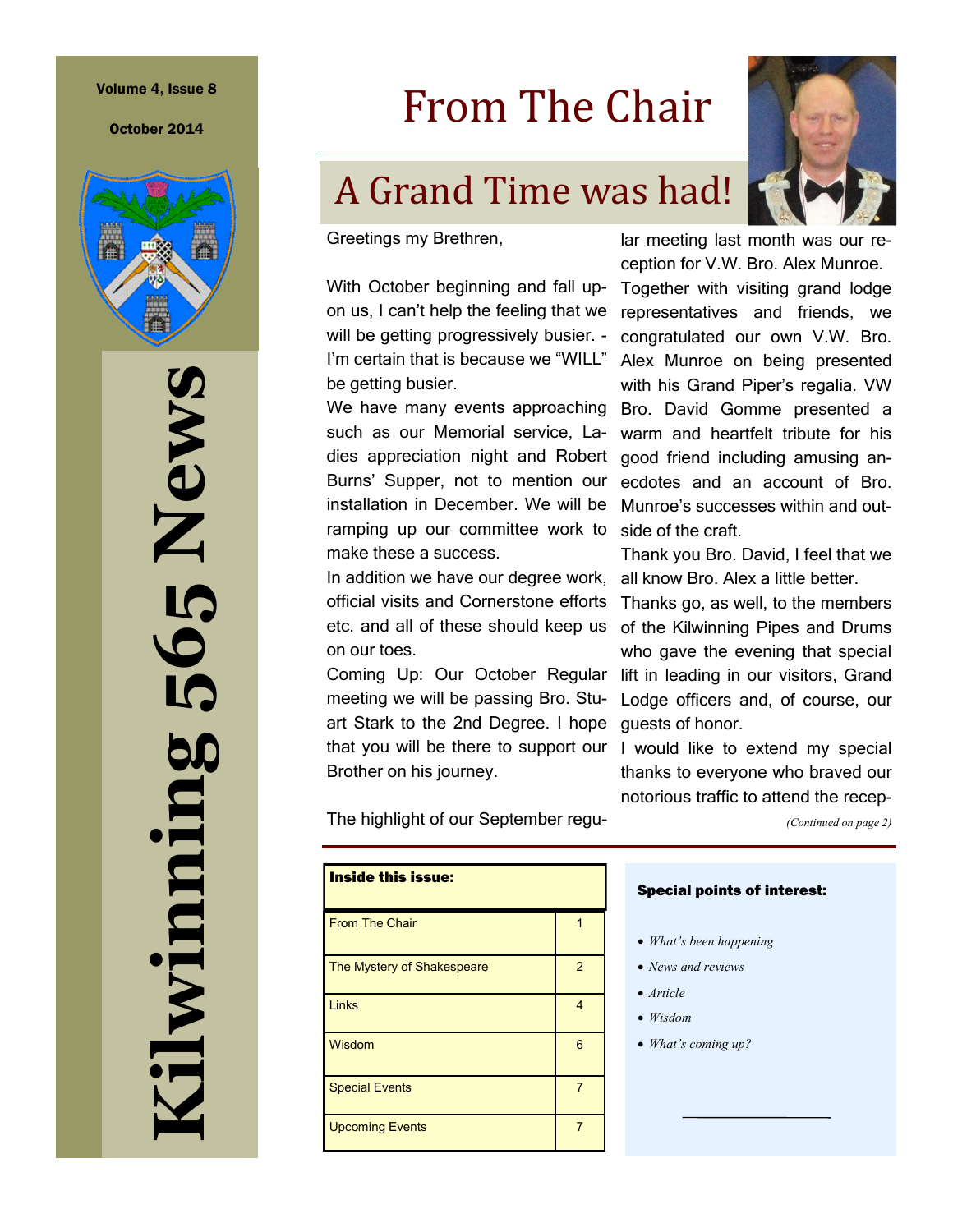# Kilwinning 565 News

Volume 4, Issue 8

October 2014

# From The Chair

## A Grand Time was had!

Greetings my Brethren,

With October beginning and fall upon us, I can't help the feeling that we will be getting progressively busier. - I'm certain that is because we "WILL" be getting busier.

We have many events approaching such as our Memorial service, Ladies appreciation night and Robert Burns' Supper, not to mention our installation in December. We will be ramping up our committee work to make these a success.

In addition we have our degree work, official visits and Cornerstone efforts etc. and all of these should keep us on our toes.

Coming Up: Our October Regular meeting we will be passing Bro. Stuart Stark to the 2nd Degree. I hope that you will be there to support our Brother on his journey.

The highlight of our September regular meeting last month was our reception for V.W. Bro. Alex Munroe. Together with visiting grand lodge representatives and friends, we congratulated our own V.W. Bro. Alex Munroe on being presented with his Grand Piper's regalia. VW Bro. David Gomme presented a warm and heartfelt tribute for his good friend including amusing anecdotes and an account of Bro. Munroe's successes within and outside of the craft.

Thank you Bro. David, I feel that we all know Bro. Alex a little better.

Thanks go, as well, to the members of the Kilwinning Pipes and Drums who gave the evening that special lift in leading in our visitors, Grand Lodge officers and, of course, our guests of honor.

I would like to extend my special thanks to everyone who braved our notorious traffic to attend the recep-

*(Continued on page 2)*

| Inside this issue: | |
|---|---|
| From The Chair | 1 |
| The Mystery of Shakespeare | 2 |
| Links | 4 |
| Wisdom | 6 |
| Special Events | 7 |
| Upcoming Events | 7 |

**Special points of interest:**

- *What's been happening*
- *News and reviews*
- *Article*
- *Wisdom*
- *What's coming up?*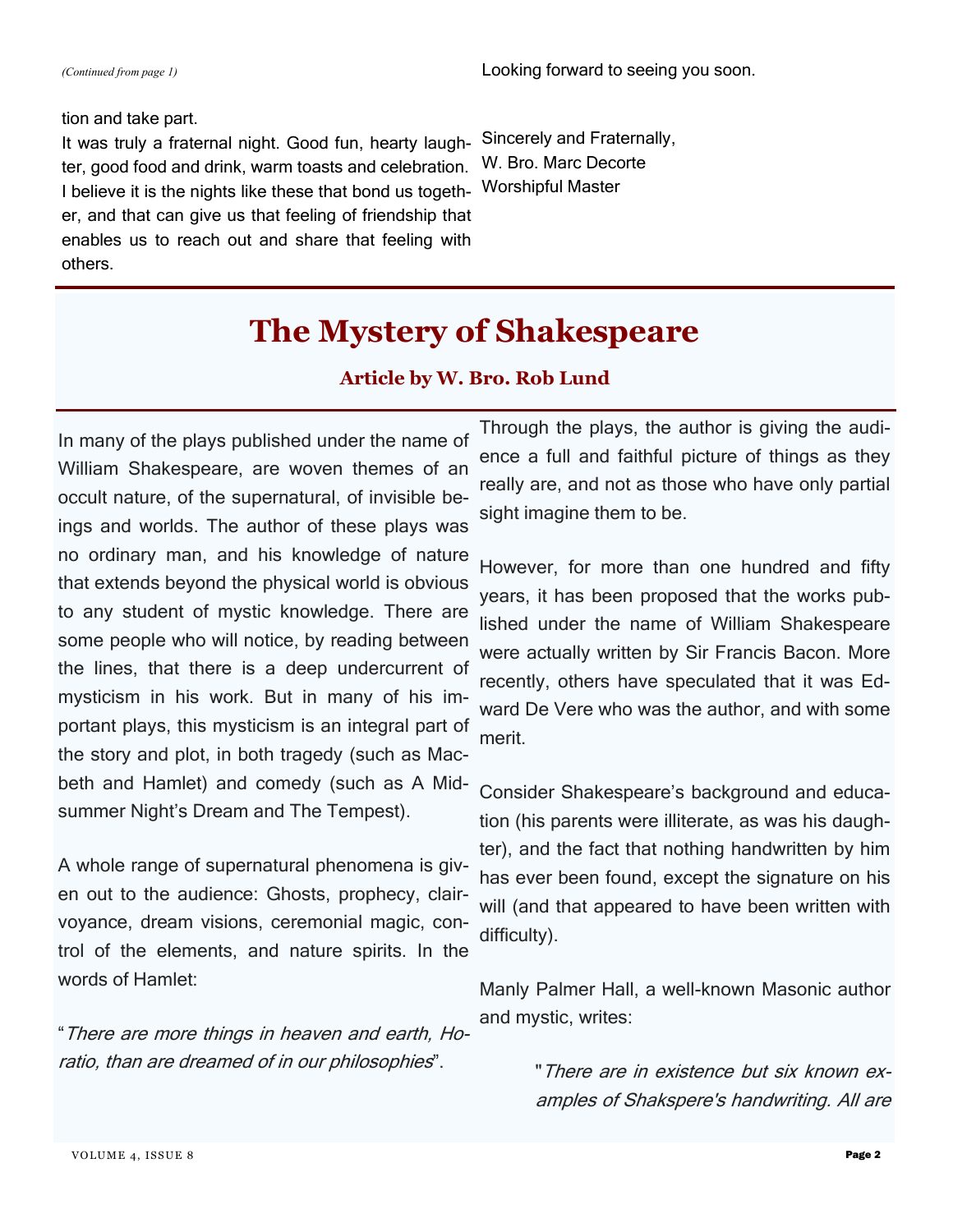*(Continued from page 1)*

tion and take part.

It was truly a fraternal night. Good fun, hearty laughter, good food and drink, warm toasts and celebration. I believe it is the nights like these that bond us together, and that can give us that feeling of friendship that enables us to reach out and share that feeling with others.

Looking forward to seeing you soon.

Sincerely and Fraternally,
W. Bro. Marc Decorte
Worshipful Master

# The Mystery of Shakespeare

### Article by W. Bro. Rob Lund

In many of the plays published under the name of William Shakespeare, are woven themes of an occult nature, of the supernatural, of invisible beings and worlds. The author of these plays was no ordinary man, and his knowledge of nature that extends beyond the physical world is obvious to any student of mystic knowledge. There are some people who will notice, by reading between the lines, that there is a deep undercurrent of mysticism in his work. But in many of his important plays, this mysticism is an integral part of the story and plot, in both tragedy (such as Macbeth and Hamlet) and comedy (such as A Midsummer Night's Dream and The Tempest).

A whole range of supernatural phenomena is given out to the audience: Ghosts, prophecy, clairvoyance, dream visions, ceremonial magic, control of the elements, and nature spirits. In the words of Hamlet:

"*There are more things in heaven and earth, Horatio, than are dreamed of in our philosophies*".

Through the plays, the author is giving the audience a full and faithful picture of things as they really are, and not as those who have only partial sight imagine them to be.

However, for more than one hundred and fifty years, it has been proposed that the works published under the name of William Shakespeare were actually written by Sir Francis Bacon. More recently, others have speculated that it was Edward De Vere who was the author, and with some merit.

Consider Shakespeare's background and education (his parents were illiterate, as was his daughter), and the fact that nothing handwritten by him has ever been found, except the signature on his will (and that appeared to have been written with difficulty).

Manly Palmer Hall, a well-known Masonic author and mystic, writes:

> "*There are in existence but six known examples of Shakspere's handwriting. All are*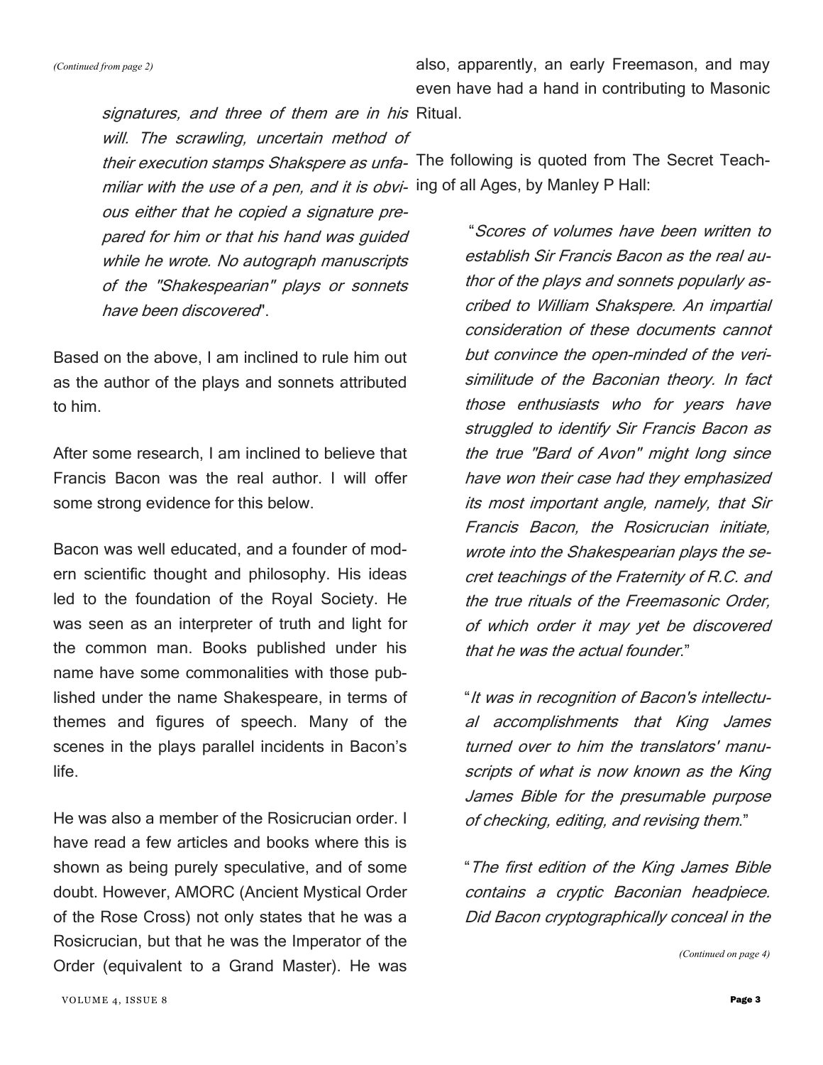*(Continued from page 2)*

> *signatures, and three of them are in his will. The scrawling, uncertain method of their execution stamps Shakspere as unfamiliar with the use of a pen, and it is obvious either that he copied a signature prepared for him or that his hand was guided while he wrote. No autograph manuscripts of the "Shakespearian" plays or sonnets have been discovered*".

Based on the above, I am inclined to rule him out as the author of the plays and sonnets attributed to him.

After some research, I am inclined to believe that Francis Bacon was the real author. I will offer some strong evidence for this below.

Bacon was well educated, and a founder of modern scientific thought and philosophy. His ideas led to the foundation of the Royal Society. He was seen as an interpreter of truth and light for the common man. Books published under his name have some commonalities with those published under the name Shakespeare, in terms of themes and figures of speech. Many of the scenes in the plays parallel incidents in Bacon's life.

He was also a member of the Rosicrucian order. I have read a few articles and books where this is shown as being purely speculative, and of some doubt. However, AMORC (Ancient Mystical Order of the Rose Cross) not only states that he was a Rosicrucian, but that he was the Imperator of the Order (equivalent to a Grand Master). He was also, apparently, an early Freemason, and may even have had a hand in contributing to Masonic Ritual.

The following is quoted from The Secret Teaching of all Ages, by Manley P Hall:

> "*Scores of volumes have been written to establish Sir Francis Bacon as the real author of the plays and sonnets popularly ascribed to William Shakspere. An impartial consideration of these documents cannot but convince the open-minded of the verisimilitude of the Baconian theory. In fact those enthusiasts who for years have struggled to identify Sir Francis Bacon as the true "Bard of Avon" might long since have won their case had they emphasized its most important angle, namely, that Sir Francis Bacon, the Rosicrucian initiate, wrote into the Shakespearian plays the secret teachings of the Fraternity of R.C. and the true rituals of the Freemasonic Order, of which order it may yet be discovered that he was the actual founder*."
>
> "*It was in recognition of Bacon's intellectual accomplishments that King James turned over to him the translators' manuscripts of what is now known as the King James Bible for the presumable purpose of checking, editing, and revising them*."
>
> "*The first edition of the King James Bible contains a cryptic Baconian headpiece. Did Bacon cryptographically conceal in the*

*(Continued on page 4)*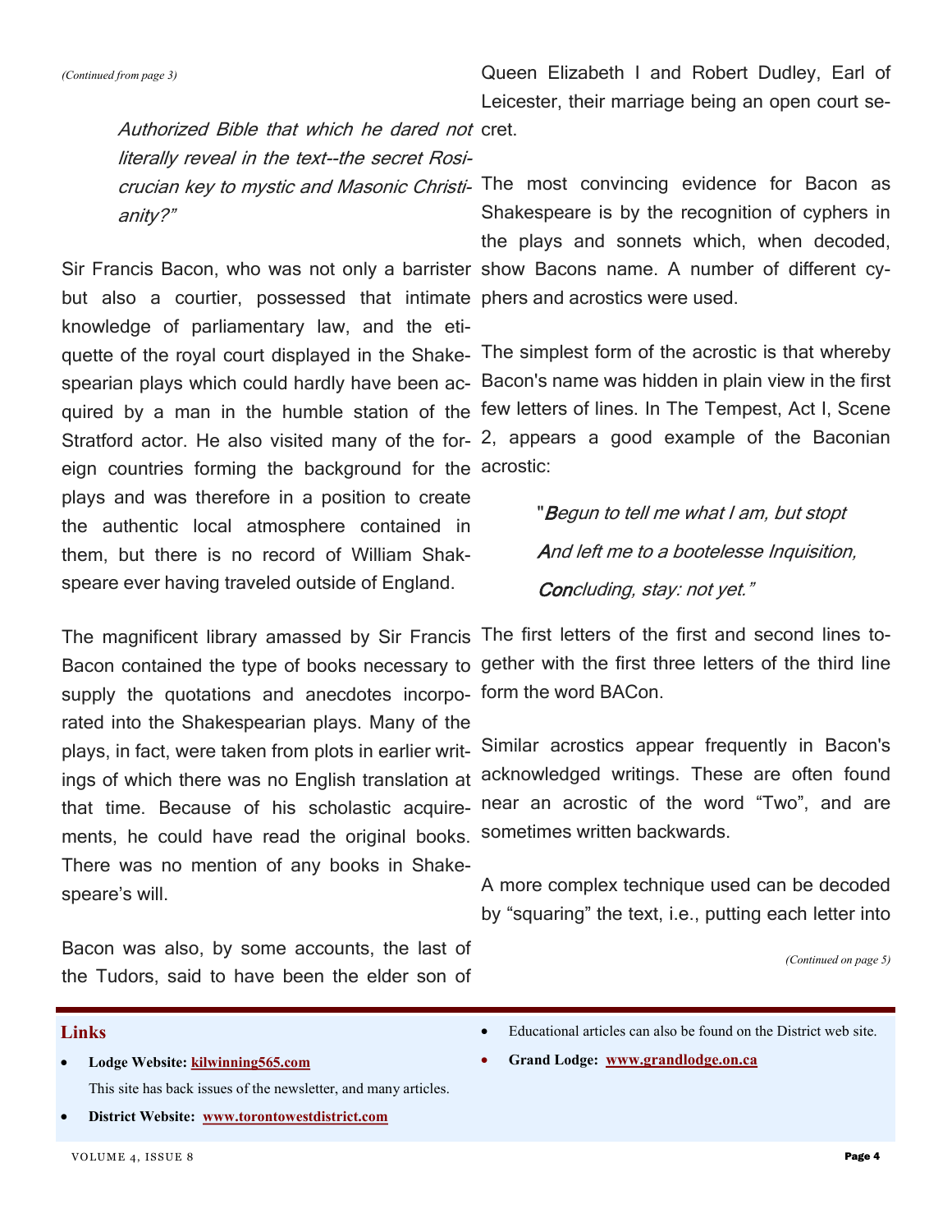*(Continued from page 3)*

> *Authorized Bible that which he dared not literally reveal in the text--the secret Rosicrucian key to mystic and Masonic Christianity?"*

Sir Francis Bacon, who was not only a barrister but also a courtier, possessed that intimate knowledge of parliamentary law, and the etiquette of the royal court displayed in the Shakespearian plays which could hardly have been acquired by a man in the humble station of the Stratford actor. He also visited many of the foreign countries forming the background for the plays and was therefore in a position to create the authentic local atmosphere contained in them, but there is no record of William Shakspeare ever having traveled outside of England.

The magnificent library amassed by Sir Francis Bacon contained the type of books necessary to supply the quotations and anecdotes incorporated into the Shakespearian plays. Many of the plays, in fact, were taken from plots in earlier writings of which there was no English translation at that time. Because of his scholastic acquirements, he could have read the original books. There was no mention of any books in Shakespeare's will.

Bacon was also, by some accounts, the last of the Tudors, said to have been the elder son of Queen Elizabeth I and Robert Dudley, Earl of Leicester, their marriage being an open court secret.

The most convincing evidence for Bacon as Shakespeare is by the recognition of cyphers in the plays and sonnets which, when decoded, show Bacons name. A number of different cyphers and acrostics were used.

The simplest form of the acrostic is that whereby Bacon's name was hidden in plain view in the first few letters of lines. In The Tempest, Act I, Scene 2, appears a good example of the Baconian acrostic:

> *"**B**egun to tell me what I am, but stopt*
>
> ***A**nd left me to a bootelesse Inquisition,*
>
> ***Con**cluding, stay: not yet."*

The first letters of the first and second lines together with the first three letters of the third line form the word BACon.

Similar acrostics appear frequently in Bacon's acknowledged writings. These are often found near an acrostic of the word "Two", and are sometimes written backwards.

A more complex technique used can be decoded by "squaring" the text, i.e., putting each letter into

*(Continued on page 5)*

## Links

- **Lodge Website: kilwinning565.com**
  This site has back issues of the newsletter, and many articles.
- **District Website: www.torontowestdistrict.com**
- Educational articles can also be found on the District web site.
- **Grand Lodge: www.grandlodge.on.ca**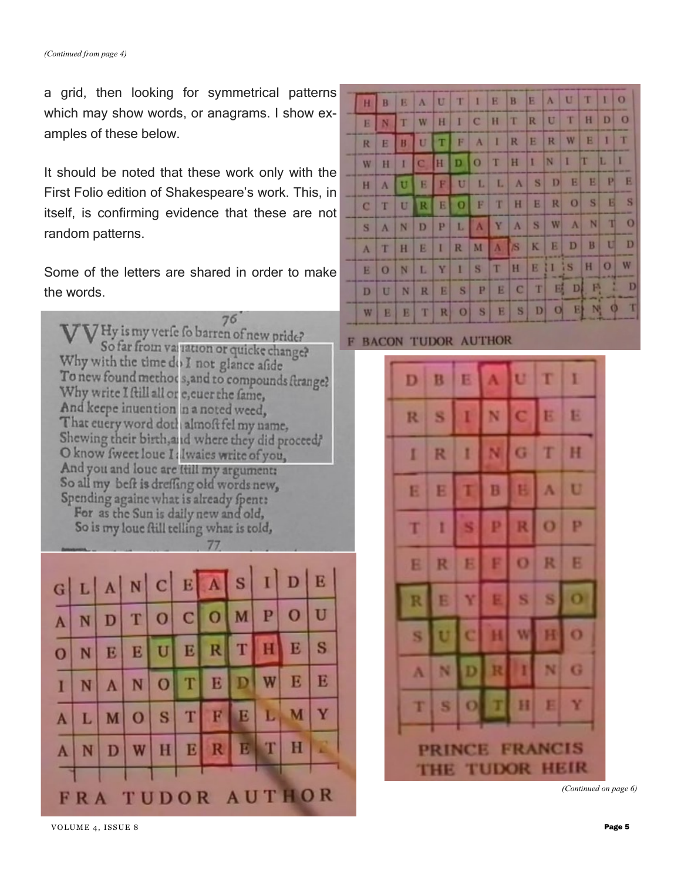*(Continued from page 4)*

a grid, then looking for symmetrical patterns which may show words, or anagrams. I show examples of these below.

It should be noted that these work only with the First Folio edition of Shakespeare's work. This, in itself, is confirming evidence that these are not random patterns.

Some of the letters are shared in order to make the words.

| | | | | | | | | | | | | | | |
|---|---|---|---|---|---|---|---|---|---|---|---|---|---|---|
| H | B | E | A | U | T | I | E | B | E | A | U | T | I | O |
| E | N | T | W | H | I | C | H | T | R | U | T | H | D | O |
| R | E | B | U | T | F | A | I | R | E | R | W | E | I | T |
| W | H | I | C | H | D | O | T | H | I | N | I | T | L | I |
| H | A | U | E | F | U | L | L | A | S | D | E | E | P | E |
| C | T | U | R | E | O | F | T | H | E | R | O | S | E | S |
| S | A | N | D | P | L | A | Y | A | S | W | A | N | T | O |
| A | T | H | E | I | R | M | A | S | K | E | D | B | U | D |
| E | O | N | L | Y | I | S | T | H | E | I | S | H | O | W |
| D | U | N | R | E | S | P | E | C | T | E | D | F | I | D |
| W | E | E | T | R | O | S | E | S | D | O | E | N | O | T |

F BACON TUDOR AUTHOR

76

VVHy is my verse so barren of new pride?
So far from variation or quicke change?
Why with the time do I not glance aside
To new found methods, and to compounds strange?
Why write I still all one, euer the same,
And keepe inuention in a noted weed,
That euery word doth almost fel my name,
Shewing their birth, and where they did proceed?
O know sweet loue I alwaies write of you,
And you and loue are still my argument:
So all my best is dressing old words new,
Spending againe what is already spent:
For as the Sun is daily new and old,
So is my loue still telling what is told,

77

| | | | | | | | | | | |
|---|---|---|---|---|---|---|---|---|---|---|
| G | L | A | N | C | E | A | S | I | D | E |
| A | N | D | T | O | C | O | M | P | O | U |
| O | N | E | E | U | E | R | T | H | E | S |
| I | N | A | N | O | T | E | D | W | E | E |
| A | L | M | O | S | T | F | E | L | M | Y |
| A | N | D | W | H | E | R | E | T | H | E |

FRA TUDOR AUTHOR

| | | | | | | |
|---|---|---|---|---|---|---|
| D | B | E | A | U | T | I |
| R | S | I | N | C | E | E |
| I | R | I | N | G | T | H |
| E | E | T | B | E | A | U |
| T | I | S | P | R | O | P |
| E | R | E | F | O | R | E |
| R | E | Y | E | S | S | O |
| S | U | C | H | W | H | O |
| A | N | D | R | I | N | G |
| T | S | O | T | H | E | Y |

PRINCE FRANCIS THE TUDOR HEIR

*(Continued on page 6)*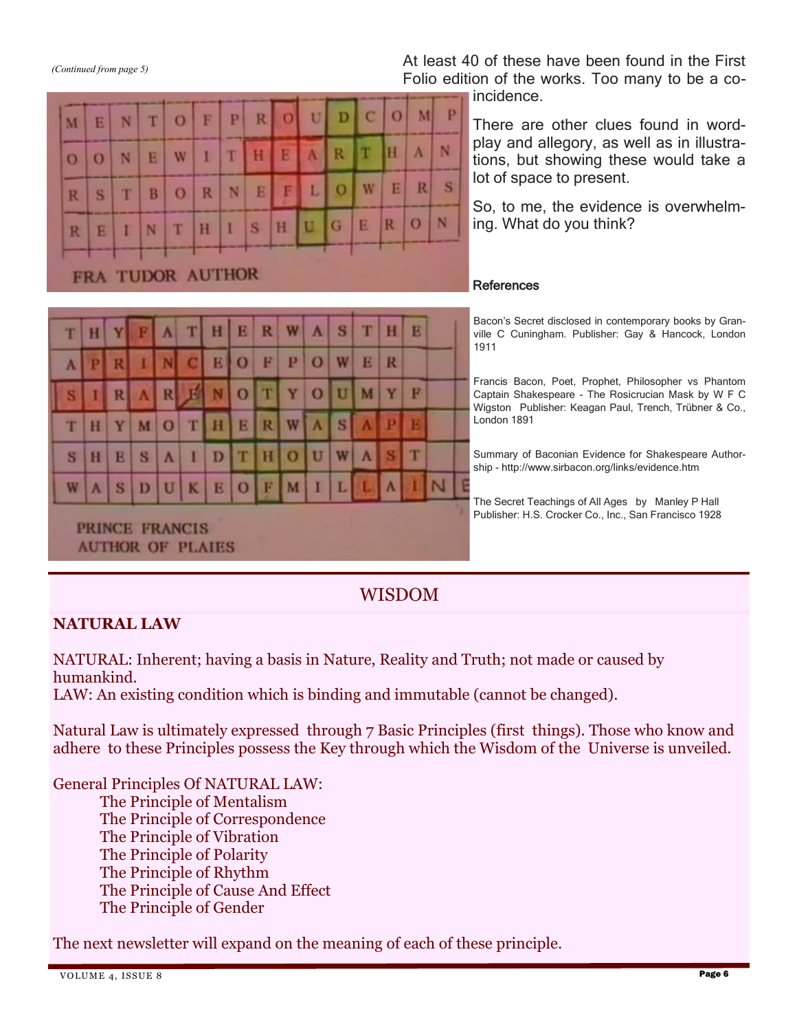*(Continued from page 5)*

| M | E | N | T | O | F | P | R | O | U | D | C | O | M | P |
|---|---|---|---|---|---|---|---|---|---|---|---|---|---|---|
| O | O | N | E | W | I | T | H | E | A | R | T | H | A | N |
| R | S | T | B | O | R | N | E | F | L | O | W | E | R | S |
| R | E | I | N | T | H | I | S | H | U | G | E | R | O | N |

FRA TUDOR AUTHOR

| T | H | Y | F | A | T | H | E | R | W | A | S | T | H | E |
|---|---|---|---|---|---|---|---|---|---|---|---|---|---|---|
| A | P | R | I | N | C | E | O | F | P | O | W | E | R | |
| S | I | R | A | R | E | N | O | T | Y | O | U | M | Y | F |
| T | H | Y | M | O | T | H | E | R | W | A | S | A | P | E |
| S | H | E | S | A | I | D | T | H | O | U | W | A | S | T |
| W | A | S | D | U | K | E | O | F | M | I | L | L | A | I |

PRINCE FRANCIS
AUTHOR OF PLAIES

At least 40 of these have been found in the First Folio edition of the works. Too many to be a coincidence.

There are other clues found in wordplay and allegory, as well as in illustrations, but showing these would take a lot of space to present.

So, to me, the evidence is overwhelming. What do you think?

**References**

Bacon's Secret disclosed in contemporary books by Granville C Cuningham. Publisher: Gay & Hancock, London 1911

Francis Bacon, Poet, Prophet, Philosopher vs Phantom Captain Shakespeare - The Rosicrucian Mask by W F C Wigston Publisher: Keagan Paul, Trench, Trübner & Co., London 1891

Summary of Baconian Evidence for Shakespeare Authorship - http://www.sirbacon.org/links/evidence.htm

The Secret Teachings of All Ages by Manley P Hall Publisher: H.S. Crocker Co., Inc., San Francisco 1928

## WISDOM

**NATURAL LAW**

NATURAL: Inherent; having a basis in Nature, Reality and Truth; not made or caused by humankind.
LAW: An existing condition which is binding and immutable (cannot be changed).

Natural Law is ultimately expressed through 7 Basic Principles (first things). Those who know and adhere to these Principles possess the Key through which the Wisdom of the Universe is unveiled.

General Principles Of NATURAL LAW:

- The Principle of Mentalism
- The Principle of Correspondence
- The Principle of Vibration
- The Principle of Polarity
- The Principle of Rhythm
- The Principle of Cause And Effect
- The Principle of Gender

The next newsletter will expand on the meaning of each of these principle.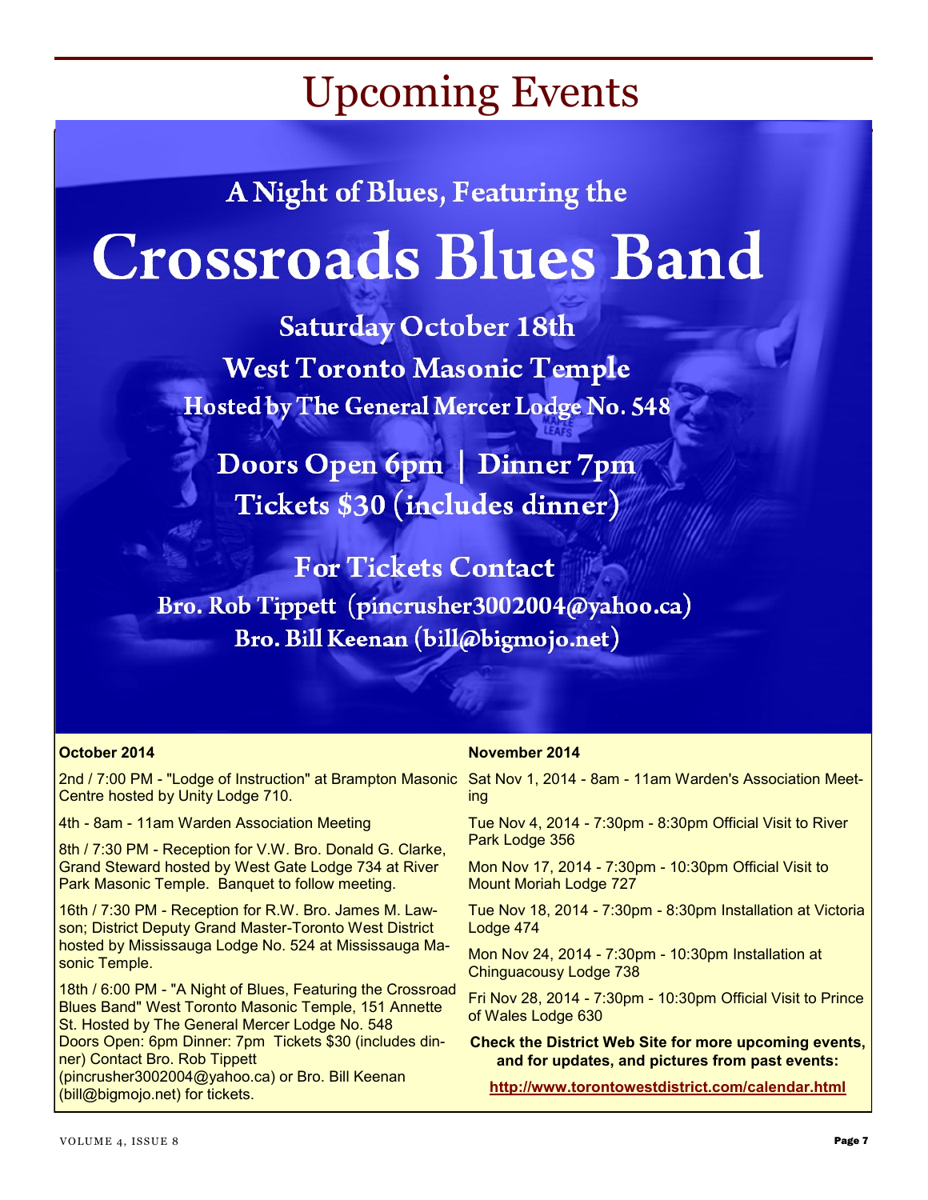# Upcoming Events

## A Night of Blues, Featuring the

# Crossroads Blues Band

**Saturday October 18th**

**West Toronto Masonic Temple**

**Hosted by The General Mercer Lodge No. 548**

**Doors Open 6pm | Dinner 7pm**

**Tickets $30 (includes dinner)**

**For Tickets Contact**

**Bro. Rob Tippett (pincrusher3002004@yahoo.ca)**

**Bro. Bill Keenan (bill@bigmojo.net)**

### October 2014

2nd / 7:00 PM - "Lodge of Instruction" at Brampton Masonic Centre hosted by Unity Lodge 710.

4th - 8am - 11am Warden Association Meeting

8th / 7:30 PM - Reception for V.W. Bro. Donald G. Clarke, Grand Steward hosted by West Gate Lodge 734 at River Park Masonic Temple. Banquet to follow meeting.

16th / 7:30 PM - Reception for R.W. Bro. James M. Lawson; District Deputy Grand Master-Toronto West District hosted by Mississauga Lodge No. 524 at Mississauga Masonic Temple.

18th / 6:00 PM - "A Night of Blues, Featuring the Crossroad Blues Band" West Toronto Masonic Temple, 151 Annette St. Hosted by The General Mercer Lodge No. 548
Doors Open: 6pm Dinner: 7pm Tickets $30 (includes dinner) Contact Bro. Rob Tippett (pincrusher3002004@yahoo.ca) or Bro. Bill Keenan (bill@bigmojo.net) for tickets.

### November 2014

Sat Nov 1, 2014 - 8am - 11am Warden's Association Meeting

Tue Nov 4, 2014 - 7:30pm - 8:30pm Official Visit to River Park Lodge 356

Mon Nov 17, 2014 - 7:30pm - 10:30pm Official Visit to Mount Moriah Lodge 727

Tue Nov 18, 2014 - 7:30pm - 8:30pm Installation at Victoria Lodge 474

Mon Nov 24, 2014 - 7:30pm - 10:30pm Installation at Chinguacousy Lodge 738

Fri Nov 28, 2014 - 7:30pm - 10:30pm Official Visit to Prince of Wales Lodge 630

**Check the District Web Site for more upcoming events, and for updates, and pictures from past events:**

**http://www.torontowestdistrict.com/calendar.html**